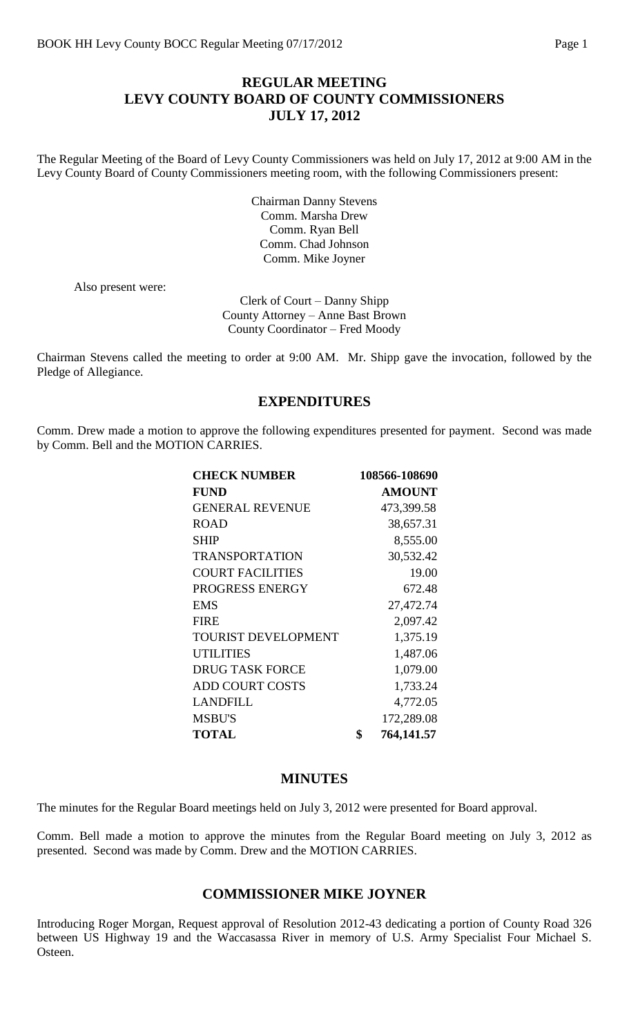# REGULAR MEETING
# LEVY COUNTY BOARD OF COUNTY COMMISSIONERS
# JULY 17, 2012

The Regular Meeting of the Board of Levy County Commissioners was held on July 17, 2012 at 9:00 AM in the Levy County Board of County Commissioners meeting room, with the following Commissioners present:

Chairman Danny Stevens
Comm. Marsha Drew
Comm. Ryan Bell
Comm. Chad Johnson
Comm. Mike Joyner

Also present were:

Clerk of Court – Danny Shipp
County Attorney – Anne Bast Brown
County Coordinator – Fred Moody

Chairman Stevens called the meeting to order at 9:00 AM. Mr. Shipp gave the invocation, followed by the Pledge of Allegiance.

## EXPENDITURES

Comm. Drew made a motion to approve the following expenditures presented for payment. Second was made by Comm. Bell and the MOTION CARRIES.

| | |
|---|---|
| **CHECK NUMBER** | **108566-108690** |
| **FUND** | **AMOUNT** |
| GENERAL REVENUE | 473,399.58 |
| ROAD | 38,657.31 |
| SHIP | 8,555.00 |
| TRANSPORTATION | 30,532.42 |
| COURT FACILITIES | 19.00 |
| PROGRESS ENERGY | 672.48 |
| EMS | 27,472.74 |
| FIRE | 2,097.42 |
| TOURIST DEVELOPMENT | 1,375.19 |
| UTILITIES | 1,487.06 |
| DRUG TASK FORCE | 1,079.00 |
| ADD COURT COSTS | 1,733.24 |
| LANDFILL | 4,772.05 |
| MSBU'S | 172,289.08 |
| **TOTAL** | **$ 764,141.57** |

## MINUTES

The minutes for the Regular Board meetings held on July 3, 2012 were presented for Board approval.

Comm. Bell made a motion to approve the minutes from the Regular Board meeting on July 3, 2012 as presented. Second was made by Comm. Drew and the MOTION CARRIES.

## COMMISSIONER MIKE JOYNER

Introducing Roger Morgan, Request approval of Resolution 2012-43 dedicating a portion of County Road 326 between US Highway 19 and the Waccasassa River in memory of U.S. Army Specialist Four Michael S. Osteen.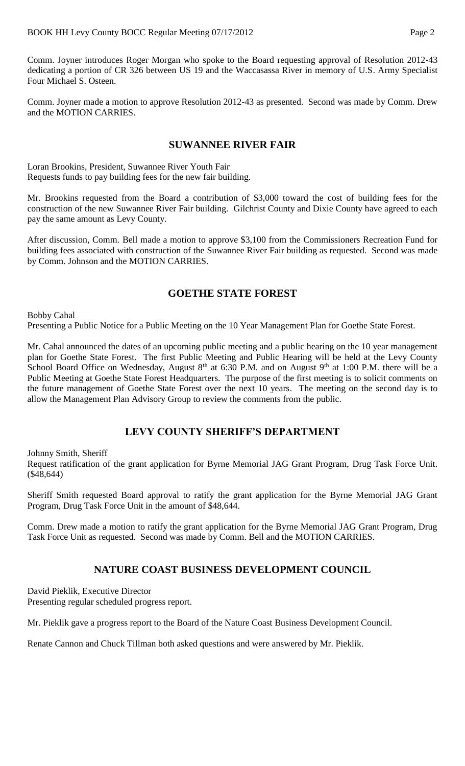Comm. Joyner introduces Roger Morgan who spoke to the Board requesting approval of Resolution 2012-43 dedicating a portion of CR 326 between US 19 and the Waccasassa River in memory of U.S. Army Specialist Four Michael S. Osteen.

Comm. Joyner made a motion to approve Resolution 2012-43 as presented. Second was made by Comm. Drew and the MOTION CARRIES.

## SUWANNEE RIVER FAIR

Loran Brookins, President, Suwannee River Youth Fair
Requests funds to pay building fees for the new fair building.

Mr. Brookins requested from the Board a contribution of $3,000 toward the cost of building fees for the construction of the new Suwannee River Fair building. Gilchrist County and Dixie County have agreed to each pay the same amount as Levy County.

After discussion, Comm. Bell made a motion to approve $3,100 from the Commissioners Recreation Fund for building fees associated with construction of the Suwannee River Fair building as requested. Second was made by Comm. Johnson and the MOTION CARRIES.

## GOETHE STATE FOREST

Bobby Cahal
Presenting a Public Notice for a Public Meeting on the 10 Year Management Plan for Goethe State Forest.

Mr. Cahal announced the dates of an upcoming public meeting and a public hearing on the 10 year management plan for Goethe State Forest. The first Public Meeting and Public Hearing will be held at the Levy County School Board Office on Wednesday, August 8th at 6:30 P.M. and on August 9th at 1:00 P.M. there will be a Public Meeting at Goethe State Forest Headquarters. The purpose of the first meeting is to solicit comments on the future management of Goethe State Forest over the next 10 years. The meeting on the second day is to allow the Management Plan Advisory Group to review the comments from the public.

## LEVY COUNTY SHERIFF'S DEPARTMENT

Johnny Smith, Sheriff
Request ratification of the grant application for Byrne Memorial JAG Grant Program, Drug Task Force Unit. ($48,644)

Sheriff Smith requested Board approval to ratify the grant application for the Byrne Memorial JAG Grant Program, Drug Task Force Unit in the amount of $48,644.

Comm. Drew made a motion to ratify the grant application for the Byrne Memorial JAG Grant Program, Drug Task Force Unit as requested. Second was made by Comm. Bell and the MOTION CARRIES.

## NATURE COAST BUSINESS DEVELOPMENT COUNCIL

David Pieklik, Executive Director
Presenting regular scheduled progress report.

Mr. Pieklik gave a progress report to the Board of the Nature Coast Business Development Council.

Renate Cannon and Chuck Tillman both asked questions and were answered by Mr. Pieklik.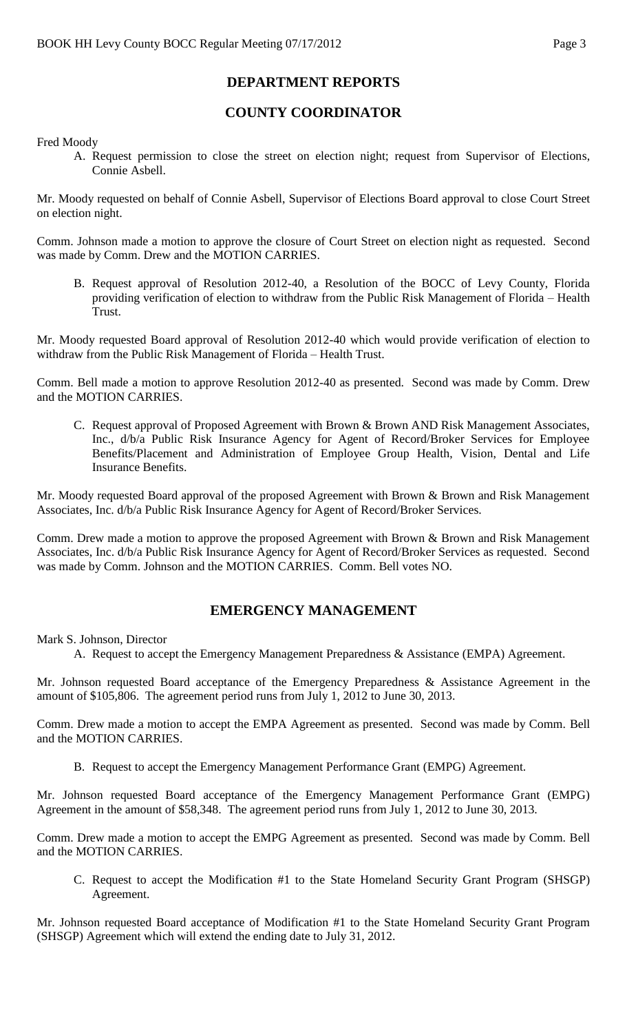## DEPARTMENT REPORTS

## COUNTY COORDINATOR

Fred Moody

A. Request permission to close the street on election night; request from Supervisor of Elections, Connie Asbell.

Mr. Moody requested on behalf of Connie Asbell, Supervisor of Elections Board approval to close Court Street on election night.

Comm. Johnson made a motion to approve the closure of Court Street on election night as requested. Second was made by Comm. Drew and the MOTION CARRIES.

B. Request approval of Resolution 2012-40, a Resolution of the BOCC of Levy County, Florida providing verification of election to withdraw from the Public Risk Management of Florida – Health Trust.

Mr. Moody requested Board approval of Resolution 2012-40 which would provide verification of election to withdraw from the Public Risk Management of Florida – Health Trust.

Comm. Bell made a motion to approve Resolution 2012-40 as presented. Second was made by Comm. Drew and the MOTION CARRIES.

C. Request approval of Proposed Agreement with Brown & Brown AND Risk Management Associates, Inc., d/b/a Public Risk Insurance Agency for Agent of Record/Broker Services for Employee Benefits/Placement and Administration of Employee Group Health, Vision, Dental and Life Insurance Benefits.

Mr. Moody requested Board approval of the proposed Agreement with Brown & Brown and Risk Management Associates, Inc. d/b/a Public Risk Insurance Agency for Agent of Record/Broker Services.

Comm. Drew made a motion to approve the proposed Agreement with Brown & Brown and Risk Management Associates, Inc. d/b/a Public Risk Insurance Agency for Agent of Record/Broker Services as requested. Second was made by Comm. Johnson and the MOTION CARRIES. Comm. Bell votes NO.

## EMERGENCY MANAGEMENT

Mark S. Johnson, Director

A. Request to accept the Emergency Management Preparedness & Assistance (EMPA) Agreement.

Mr. Johnson requested Board acceptance of the Emergency Preparedness & Assistance Agreement in the amount of $105,806. The agreement period runs from July 1, 2012 to June 30, 2013.

Comm. Drew made a motion to accept the EMPA Agreement as presented. Second was made by Comm. Bell and the MOTION CARRIES.

B. Request to accept the Emergency Management Performance Grant (EMPG) Agreement.

Mr. Johnson requested Board acceptance of the Emergency Management Performance Grant (EMPG) Agreement in the amount of $58,348. The agreement period runs from July 1, 2012 to June 30, 2013.

Comm. Drew made a motion to accept the EMPG Agreement as presented. Second was made by Comm. Bell and the MOTION CARRIES.

C. Request to accept the Modification #1 to the State Homeland Security Grant Program (SHSGP) Agreement.

Mr. Johnson requested Board acceptance of Modification #1 to the State Homeland Security Grant Program (SHSGP) Agreement which will extend the ending date to July 31, 2012.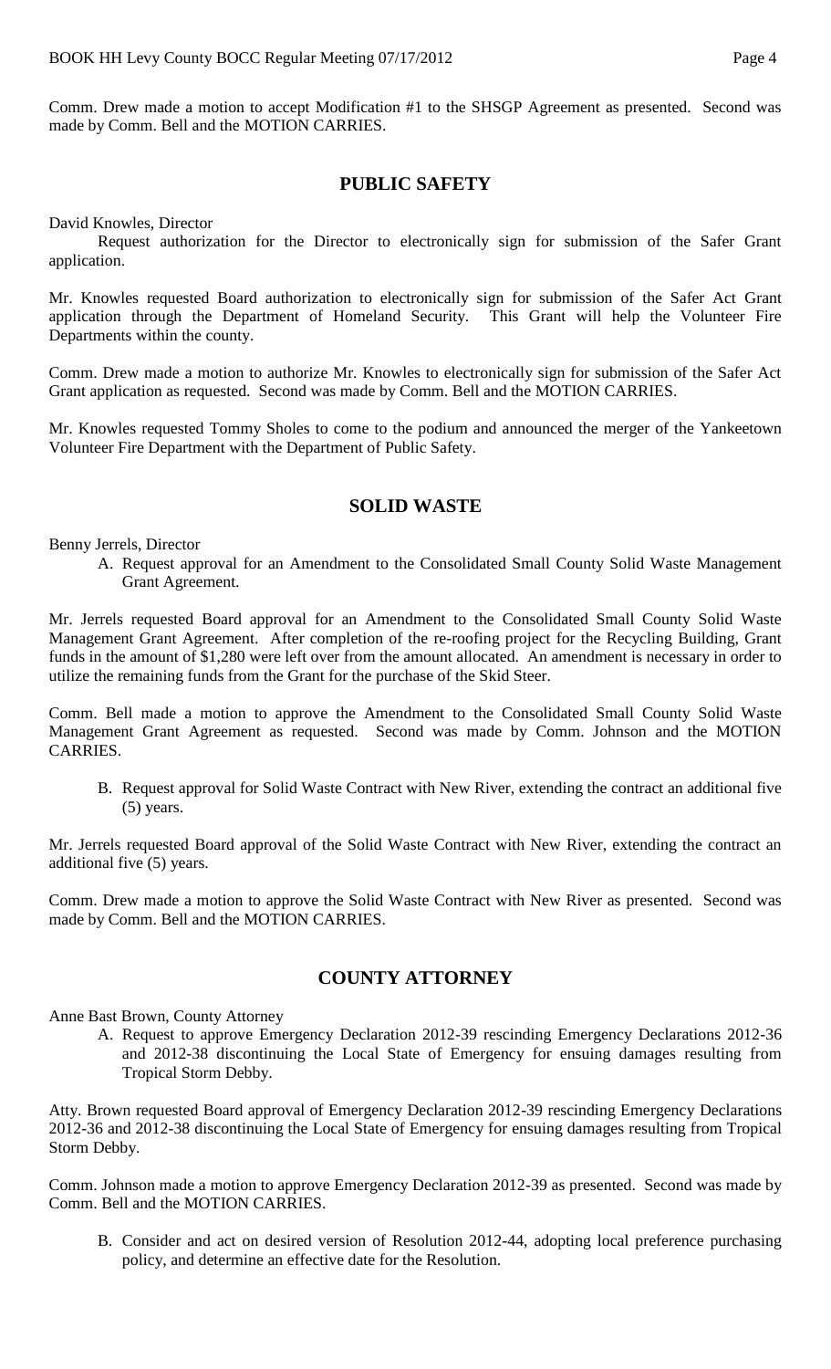Comm. Drew made a motion to accept Modification #1 to the SHSGP Agreement as presented. Second was made by Comm. Bell and the MOTION CARRIES.

## PUBLIC SAFETY

David Knowles, Director

Request authorization for the Director to electronically sign for submission of the Safer Grant application.

Mr. Knowles requested Board authorization to electronically sign for submission of the Safer Act Grant application through the Department of Homeland Security. This Grant will help the Volunteer Fire Departments within the county.

Comm. Drew made a motion to authorize Mr. Knowles to electronically sign for submission of the Safer Act Grant application as requested. Second was made by Comm. Bell and the MOTION CARRIES.

Mr. Knowles requested Tommy Sholes to come to the podium and announced the merger of the Yankeetown Volunteer Fire Department with the Department of Public Safety.

## SOLID WASTE

Benny Jerrels, Director

A. Request approval for an Amendment to the Consolidated Small County Solid Waste Management Grant Agreement.

Mr. Jerrels requested Board approval for an Amendment to the Consolidated Small County Solid Waste Management Grant Agreement. After completion of the re-roofing project for the Recycling Building, Grant funds in the amount of $1,280 were left over from the amount allocated. An amendment is necessary in order to utilize the remaining funds from the Grant for the purchase of the Skid Steer.

Comm. Bell made a motion to approve the Amendment to the Consolidated Small County Solid Waste Management Grant Agreement as requested. Second was made by Comm. Johnson and the MOTION CARRIES.

B. Request approval for Solid Waste Contract with New River, extending the contract an additional five (5) years.

Mr. Jerrels requested Board approval of the Solid Waste Contract with New River, extending the contract an additional five (5) years.

Comm. Drew made a motion to approve the Solid Waste Contract with New River as presented. Second was made by Comm. Bell and the MOTION CARRIES.

## COUNTY ATTORNEY

Anne Bast Brown, County Attorney

A. Request to approve Emergency Declaration 2012-39 rescinding Emergency Declarations 2012-36 and 2012-38 discontinuing the Local State of Emergency for ensuing damages resulting from Tropical Storm Debby.

Atty. Brown requested Board approval of Emergency Declaration 2012-39 rescinding Emergency Declarations 2012-36 and 2012-38 discontinuing the Local State of Emergency for ensuing damages resulting from Tropical Storm Debby.

Comm. Johnson made a motion to approve Emergency Declaration 2012-39 as presented. Second was made by Comm. Bell and the MOTION CARRIES.

B. Consider and act on desired version of Resolution 2012-44, adopting local preference purchasing policy, and determine an effective date for the Resolution.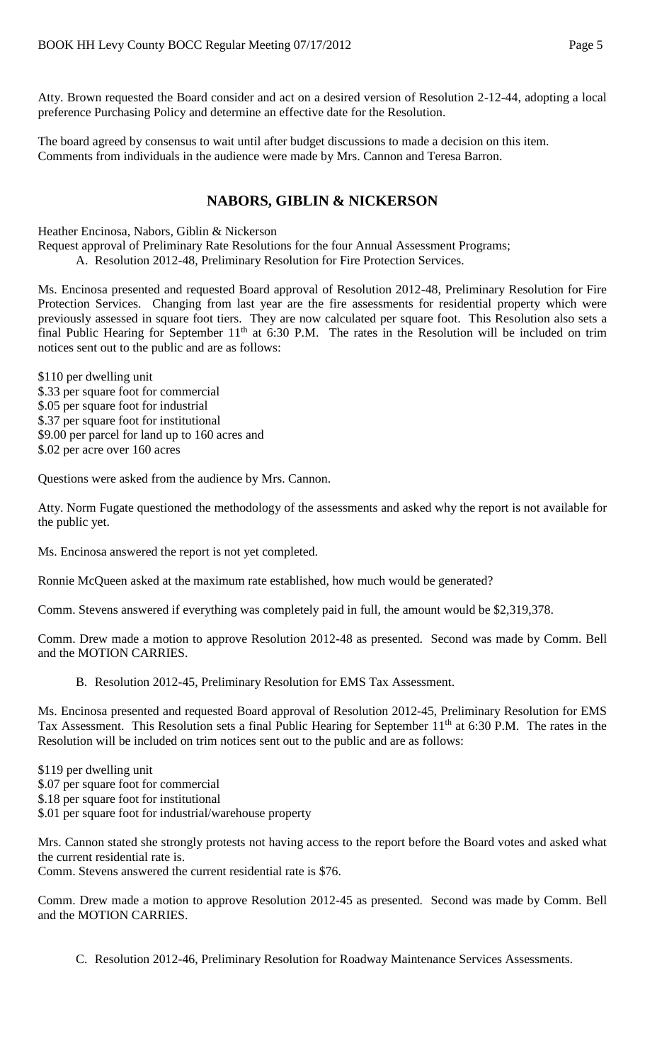Atty. Brown requested the Board consider and act on a desired version of Resolution 2-12-44, adopting a local preference Purchasing Policy and determine an effective date for the Resolution.

The board agreed by consensus to wait until after budget discussions to made a decision on this item. Comments from individuals in the audience were made by Mrs. Cannon and Teresa Barron.

## NABORS, GIBLIN & NICKERSON

Heather Encinosa, Nabors, Giblin & Nickerson
Request approval of Preliminary Rate Resolutions for the four Annual Assessment Programs;

A. Resolution 2012-48, Preliminary Resolution for Fire Protection Services.

Ms. Encinosa presented and requested Board approval of Resolution 2012-48, Preliminary Resolution for Fire Protection Services. Changing from last year are the fire assessments for residential property which were previously assessed in square foot tiers. They are now calculated per square foot. This Resolution also sets a final Public Hearing for September 11th at 6:30 P.M. The rates in the Resolution will be included on trim notices sent out to the public and are as follows:

$110 per dwelling unit
$.33 per square foot for commercial
$.05 per square foot for industrial
$.37 per square foot for institutional
$9.00 per parcel for land up to 160 acres and
$.02 per acre over 160 acres

Questions were asked from the audience by Mrs. Cannon.

Atty. Norm Fugate questioned the methodology of the assessments and asked why the report is not available for the public yet.

Ms. Encinosa answered the report is not yet completed.

Ronnie McQueen asked at the maximum rate established, how much would be generated?

Comm. Stevens answered if everything was completely paid in full, the amount would be $2,319,378.

Comm. Drew made a motion to approve Resolution 2012-48 as presented. Second was made by Comm. Bell and the MOTION CARRIES.

B. Resolution 2012-45, Preliminary Resolution for EMS Tax Assessment.

Ms. Encinosa presented and requested Board approval of Resolution 2012-45, Preliminary Resolution for EMS Tax Assessment. This Resolution sets a final Public Hearing for September 11th at 6:30 P.M. The rates in the Resolution will be included on trim notices sent out to the public and are as follows:

$119 per dwelling unit
$.07 per square foot for commercial
$.18 per square foot for institutional
$.01 per square foot for industrial/warehouse property

Mrs. Cannon stated she strongly protests not having access to the report before the Board votes and asked what the current residential rate is.
Comm. Stevens answered the current residential rate is $76.

Comm. Drew made a motion to approve Resolution 2012-45 as presented. Second was made by Comm. Bell and the MOTION CARRIES.

C. Resolution 2012-46, Preliminary Resolution for Roadway Maintenance Services Assessments.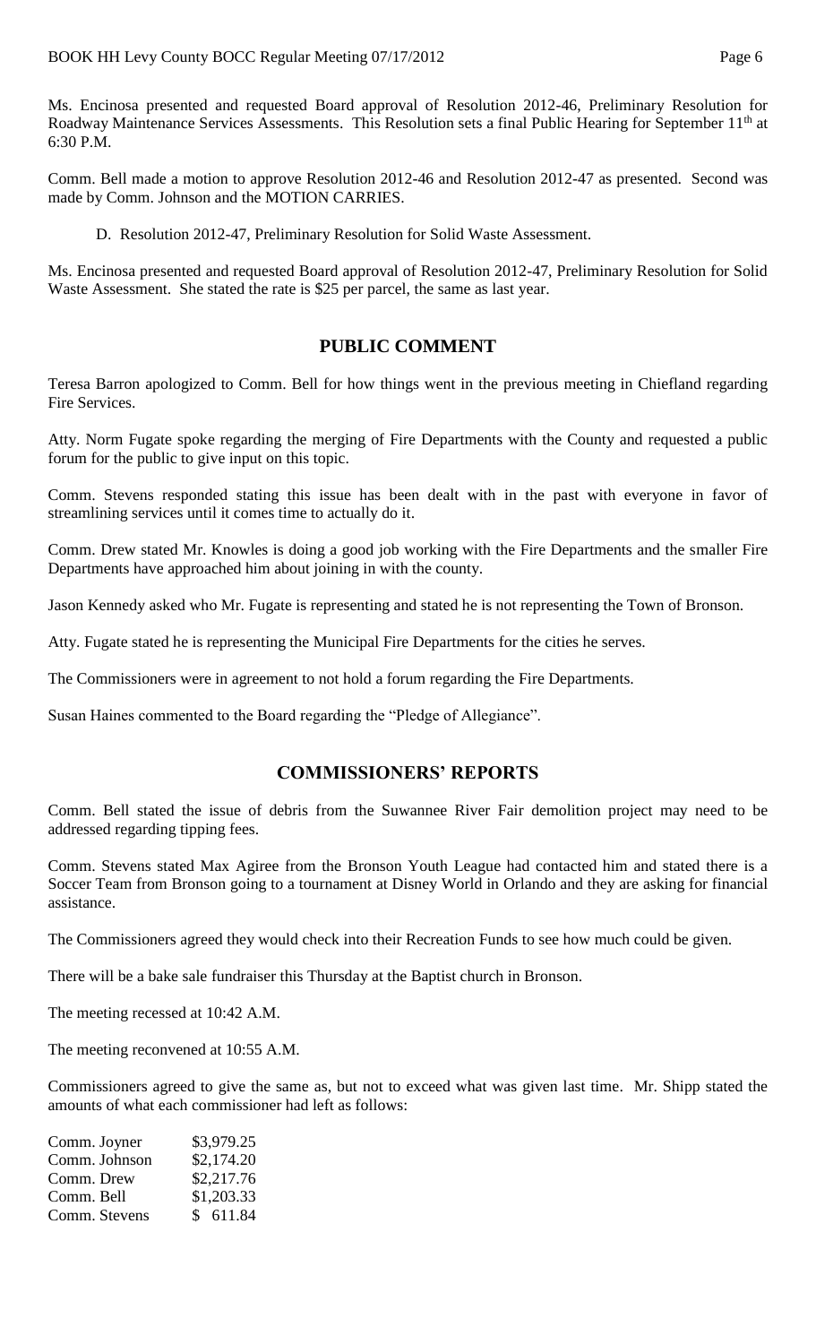Ms. Encinosa presented and requested Board approval of Resolution 2012-46, Preliminary Resolution for Roadway Maintenance Services Assessments. This Resolution sets a final Public Hearing for September 11th at 6:30 P.M.

Comm. Bell made a motion to approve Resolution 2012-46 and Resolution 2012-47 as presented. Second was made by Comm. Johnson and the MOTION CARRIES.

D. Resolution 2012-47, Preliminary Resolution for Solid Waste Assessment.

Ms. Encinosa presented and requested Board approval of Resolution 2012-47, Preliminary Resolution for Solid Waste Assessment. She stated the rate is $25 per parcel, the same as last year.

## PUBLIC COMMENT

Teresa Barron apologized to Comm. Bell for how things went in the previous meeting in Chiefland regarding Fire Services.

Atty. Norm Fugate spoke regarding the merging of Fire Departments with the County and requested a public forum for the public to give input on this topic.

Comm. Stevens responded stating this issue has been dealt with in the past with everyone in favor of streamlining services until it comes time to actually do it.

Comm. Drew stated Mr. Knowles is doing a good job working with the Fire Departments and the smaller Fire Departments have approached him about joining in with the county.

Jason Kennedy asked who Mr. Fugate is representing and stated he is not representing the Town of Bronson.

Atty. Fugate stated he is representing the Municipal Fire Departments for the cities he serves.

The Commissioners were in agreement to not hold a forum regarding the Fire Departments.

Susan Haines commented to the Board regarding the "Pledge of Allegiance".

## COMMISSIONERS' REPORTS

Comm. Bell stated the issue of debris from the Suwannee River Fair demolition project may need to be addressed regarding tipping fees.

Comm. Stevens stated Max Agiree from the Bronson Youth League had contacted him and stated there is a Soccer Team from Bronson going to a tournament at Disney World in Orlando and they are asking for financial assistance.

The Commissioners agreed they would check into their Recreation Funds to see how much could be given.

There will be a bake sale fundraiser this Thursday at the Baptist church in Bronson.

The meeting recessed at 10:42 A.M.

The meeting reconvened at 10:55 A.M.

Commissioners agreed to give the same as, but not to exceed what was given last time. Mr. Shipp stated the amounts of what each commissioner had left as follows:

| | |
|---|---|
| Comm. Joyner | $3,979.25 |
| Comm. Johnson | $2,174.20 |
| Comm. Drew | $2,217.76 |
| Comm. Bell | $1,203.33 |
| Comm. Stevens | $ 611.84 |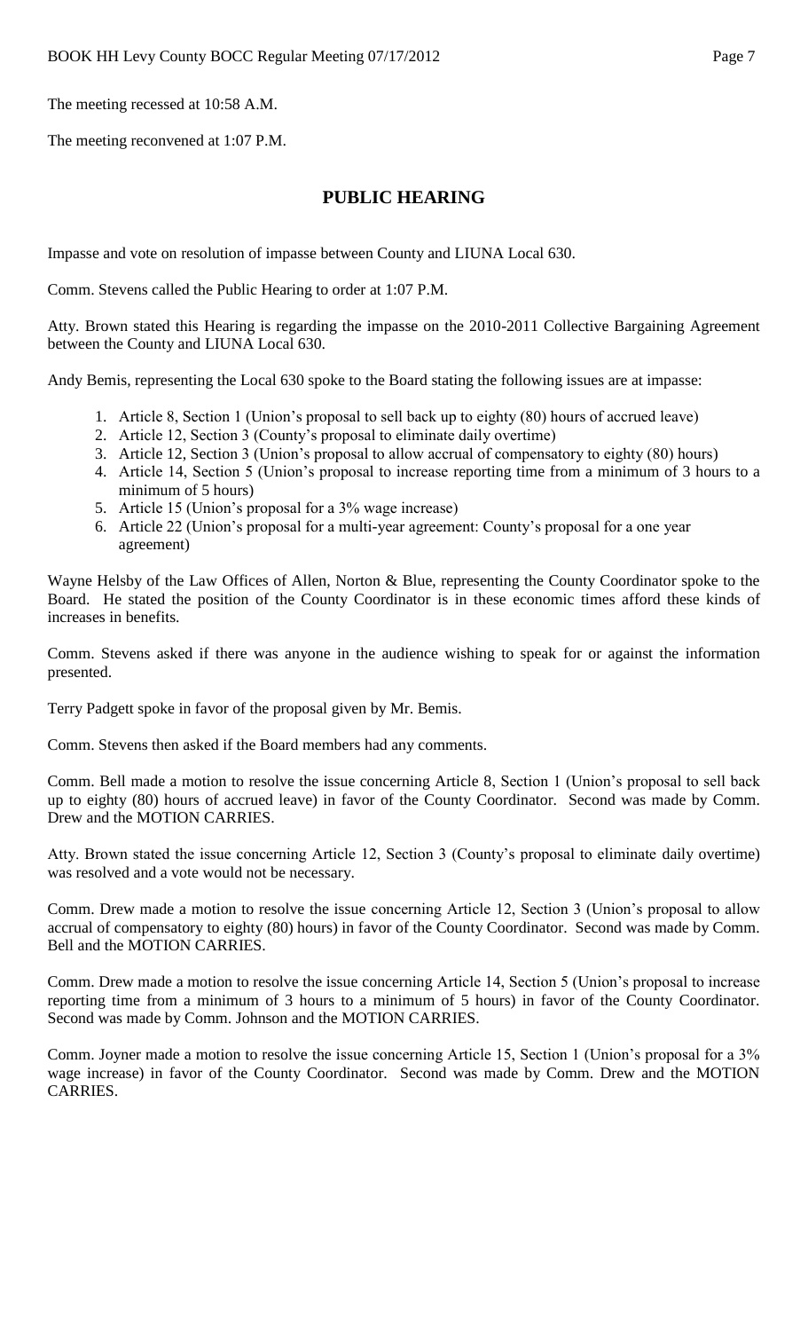The meeting recessed at 10:58 A.M.

The meeting reconvened at 1:07 P.M.

## PUBLIC HEARING

Impasse and vote on resolution of impasse between County and LIUNA Local 630.

Comm. Stevens called the Public Hearing to order at 1:07 P.M.

Atty. Brown stated this Hearing is regarding the impasse on the 2010-2011 Collective Bargaining Agreement between the County and LIUNA Local 630.

Andy Bemis, representing the Local 630 spoke to the Board stating the following issues are at impasse:

1. Article 8, Section 1 (Union's proposal to sell back up to eighty (80) hours of accrued leave)
2. Article 12, Section 3 (County's proposal to eliminate daily overtime)
3. Article 12, Section 3 (Union's proposal to allow accrual of compensatory to eighty (80) hours)
4. Article 14, Section 5 (Union's proposal to increase reporting time from a minimum of 3 hours to a minimum of 5 hours)
5. Article 15 (Union's proposal for a 3% wage increase)
6. Article 22 (Union's proposal for a multi-year agreement: County's proposal for a one year agreement)

Wayne Helsby of the Law Offices of Allen, Norton & Blue, representing the County Coordinator spoke to the Board. He stated the position of the County Coordinator is in these economic times afford these kinds of increases in benefits.

Comm. Stevens asked if there was anyone in the audience wishing to speak for or against the information presented.

Terry Padgett spoke in favor of the proposal given by Mr. Bemis.

Comm. Stevens then asked if the Board members had any comments.

Comm. Bell made a motion to resolve the issue concerning Article 8, Section 1 (Union's proposal to sell back up to eighty (80) hours of accrued leave) in favor of the County Coordinator. Second was made by Comm. Drew and the MOTION CARRIES.

Atty. Brown stated the issue concerning Article 12, Section 3 (County's proposal to eliminate daily overtime) was resolved and a vote would not be necessary.

Comm. Drew made a motion to resolve the issue concerning Article 12, Section 3 (Union's proposal to allow accrual of compensatory to eighty (80) hours) in favor of the County Coordinator. Second was made by Comm. Bell and the MOTION CARRIES.

Comm. Drew made a motion to resolve the issue concerning Article 14, Section 5 (Union's proposal to increase reporting time from a minimum of 3 hours to a minimum of 5 hours) in favor of the County Coordinator. Second was made by Comm. Johnson and the MOTION CARRIES.

Comm. Joyner made a motion to resolve the issue concerning Article 15, Section 1 (Union's proposal for a 3% wage increase) in favor of the County Coordinator. Second was made by Comm. Drew and the MOTION CARRIES.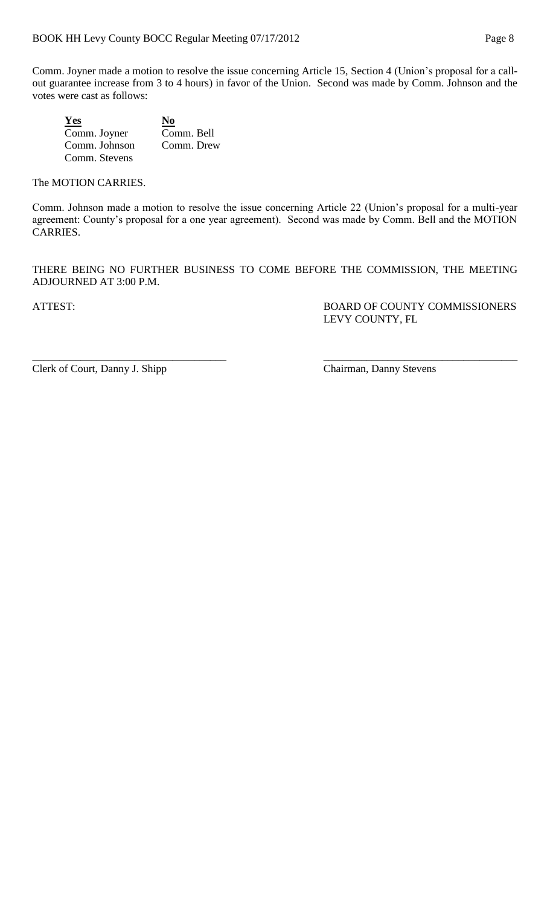Comm. Joyner made a motion to resolve the issue concerning Article 15, Section 4 (Union's proposal for a call-out guarantee increase from 3 to 4 hours) in favor of the Union. Second was made by Comm. Johnson and the votes were cast as follows:

| **Yes** | **No** |
| --- | --- |
| Comm. Joyner | Comm. Bell |
| Comm. Johnson | Comm. Drew |
| Comm. Stevens | |

The MOTION CARRIES.

Comm. Johnson made a motion to resolve the issue concerning Article 22 (Union's proposal for a multi-year agreement: County's proposal for a one year agreement). Second was made by Comm. Bell and the MOTION CARRIES.

THERE BEING NO FURTHER BUSINESS TO COME BEFORE THE COMMISSION, THE MEETING ADJOURNED AT 3:00 P.M.

ATTEST:

BOARD OF COUNTY COMMISSIONERS
LEVY COUNTY, FL

\_\_\_\_\_\_\_\_\_\_\_\_\_\_\_\_\_\_\_\_\_\_\_\_\_\_\_\_\_\_\_\_\_\_\_
Clerk of Court, Danny J. Shipp

\_\_\_\_\_\_\_\_\_\_\_\_\_\_\_\_\_\_\_\_\_\_\_\_\_\_\_\_\_\_\_\_\_\_\_
Chairman, Danny Stevens